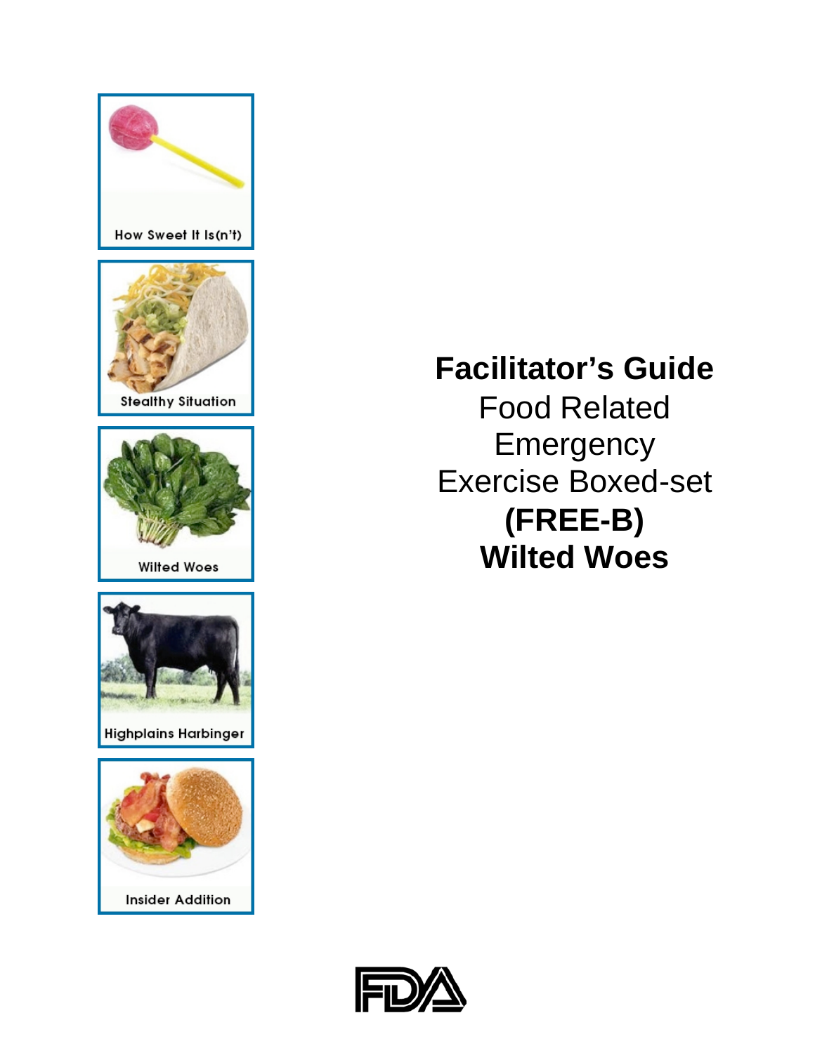How Sweet It Is(n't)

Stealthy Situation

Wilted Woes

Highplains Harbinger

Insider Addition

# Facilitator's Guide

Food Related Emergency Exercise Boxed-set

**(FREE-B)**

**Wilted Woes**

FDA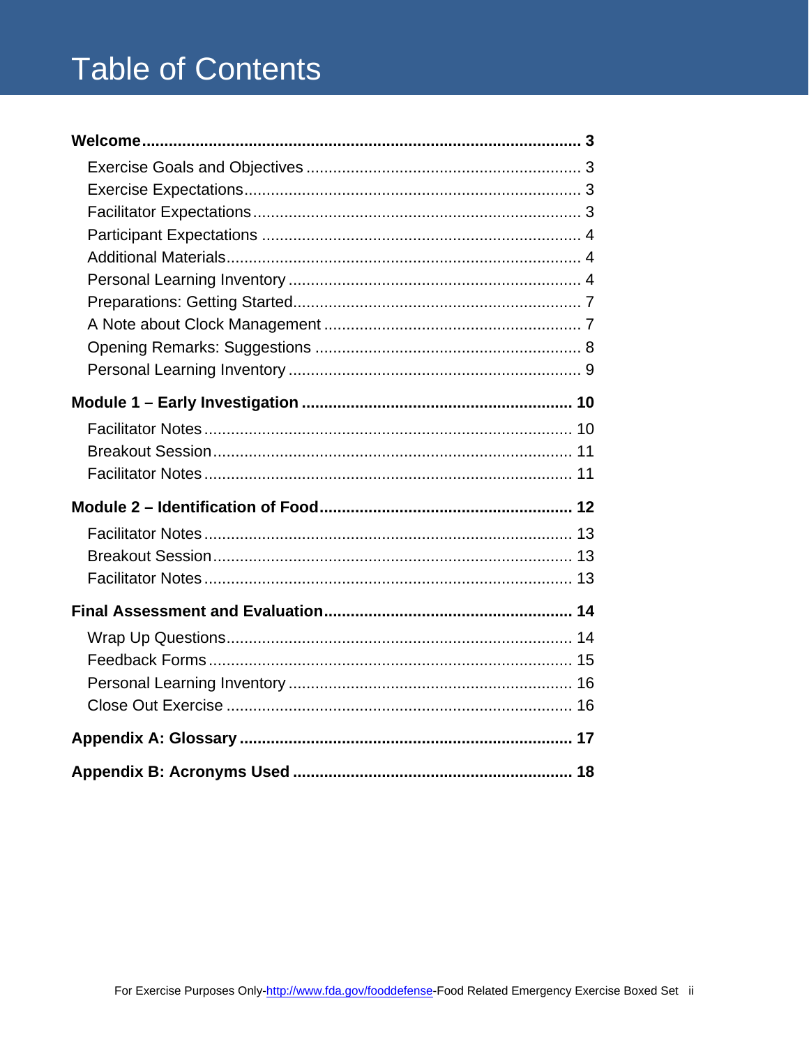# Table of Contents

**Welcome** ........................................................................................................ **3**

- Exercise Goals and Objectives ........................................................ 3
- Exercise Expectations ...................................................................... 3
- Facilitator Expectations .................................................................... 3
- Participant Expectations .................................................................. 4
- Additional Materials ......................................................................... 4
- Personal Learning Inventory ............................................................ 4
- Preparations: Getting Started .......................................................... 7
- A Note about Clock Management .................................................... 7
- Opening Remarks: Suggestions ...................................................... 8
- Personal Learning Inventory ............................................................ 9

**Module 1 – Early Investigation** ....................................................... **10**

- Facilitator Notes .............................................................................. 10
- Breakout Session ............................................................................ 11
- Facilitator Notes .............................................................................. 11

**Module 2 – Identification of Food** .................................................. **12**

- Facilitator Notes .............................................................................. 13
- Breakout Session ............................................................................ 13
- Facilitator Notes .............................................................................. 13

**Final Assessment and Evaluation** ................................................. **14**

- Wrap Up Questions ......................................................................... 14
- Feedback Forms .............................................................................. 15
- Personal Learning Inventory ............................................................ 16
- Close Out Exercise .......................................................................... 16

**Appendix A: Glossary** ..................................................................... **17**

**Appendix B: Acronyms Used** .......................................................... **18**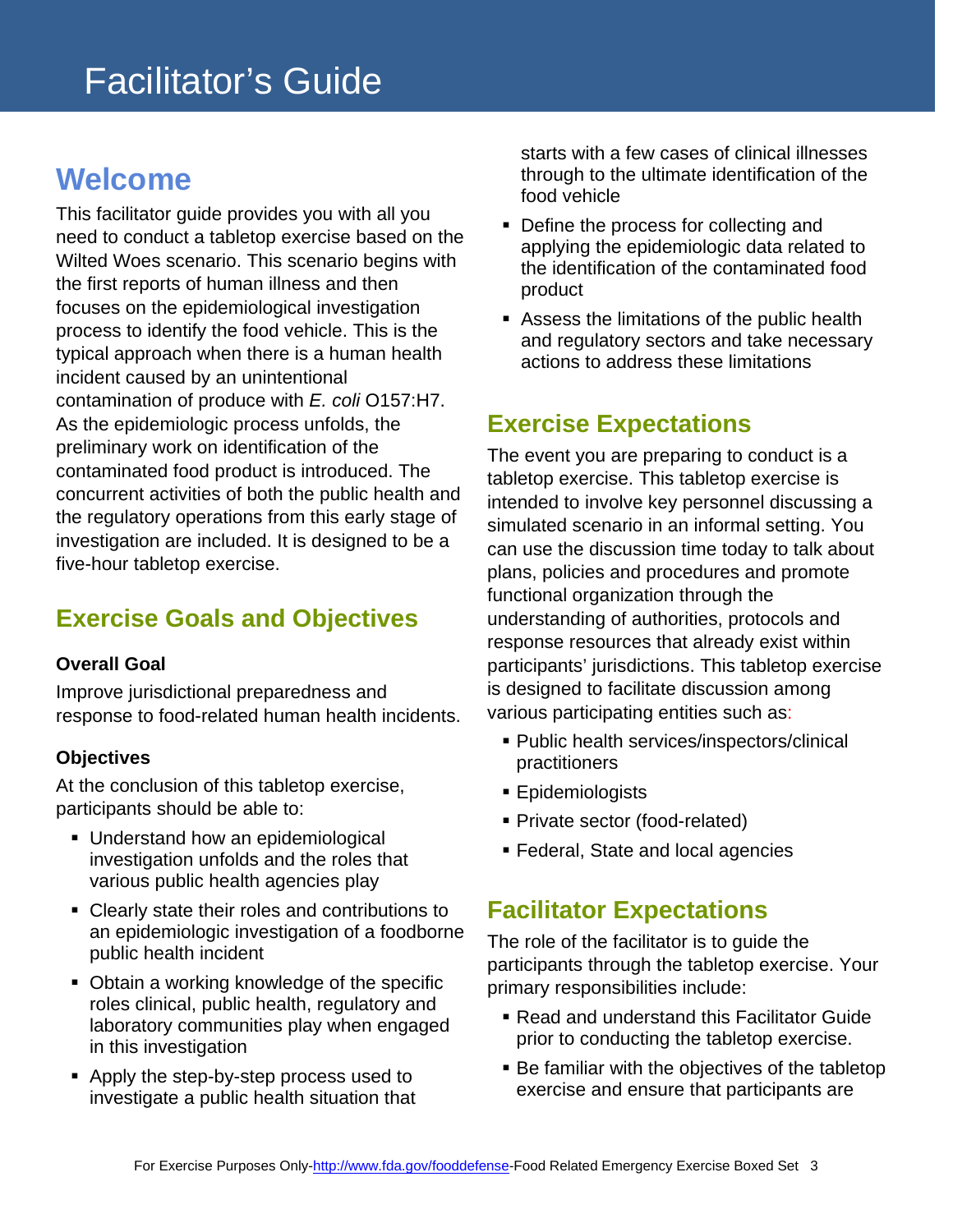// Facilitator's Guide

## Welcome

This facilitator guide provides you with all you need to conduct a tabletop exercise based on the Wilted Woes scenario. This scenario begins with the first reports of human illness and then focuses on the epidemiological investigation process to identify the food vehicle. This is the typical approach when there is a human health incident caused by an unintentional contamination of produce with *E. coli* O157:H7. As the epidemiologic process unfolds, the preliminary work on identification of the contaminated food product is introduced. The concurrent activities of both the public health and the regulatory operations from this early stage of investigation are included. It is designed to be a five-hour tabletop exercise.

## Exercise Goals and Objectives

### Overall Goal

Improve jurisdictional preparedness and response to food-related human health incidents.

### Objectives

At the conclusion of this tabletop exercise, participants should be able to:

- Understand how an epidemiological investigation unfolds and the roles that various public health agencies play
- Clearly state their roles and contributions to an epidemiologic investigation of a foodborne public health incident
- Obtain a working knowledge of the specific roles clinical, public health, regulatory and laboratory communities play when engaged in this investigation
- Apply the step-by-step process used to investigate a public health situation that starts with a few cases of clinical illnesses through to the ultimate identification of the food vehicle
- Define the process for collecting and applying the epidemiologic data related to the identification of the contaminated food product
- Assess the limitations of the public health and regulatory sectors and take necessary actions to address these limitations

## Exercise Expectations

The event you are preparing to conduct is a tabletop exercise. This tabletop exercise is intended to involve key personnel discussing a simulated scenario in an informal setting. You can use the discussion time today to talk about plans, policies and procedures and promote functional organization through the understanding of authorities, protocols and response resources that already exist within participants' jurisdictions. This tabletop exercise is designed to facilitate discussion among various participating entities such as:

- Public health services/inspectors/clinical practitioners
- Epidemiologists
- Private sector (food-related)
- Federal, State and local agencies

## Facilitator Expectations

The role of the facilitator is to guide the participants through the tabletop exercise. Your primary responsibilities include:

- Read and understand this Facilitator Guide prior to conducting the tabletop exercise.
- Be familiar with the objectives of the tabletop exercise and ensure that participants are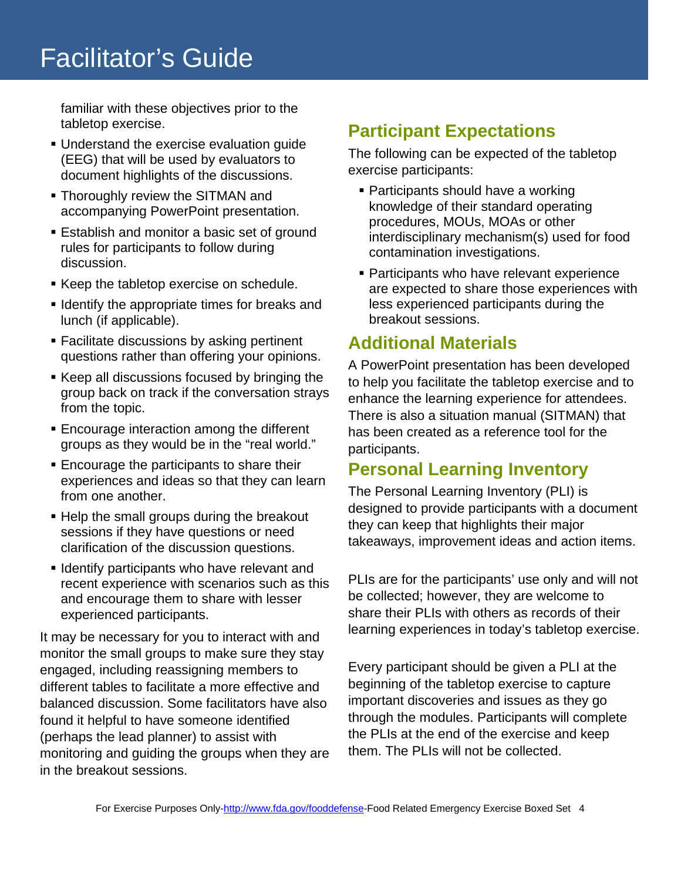familiar with these objectives prior to the tabletop exercise.

- Understand the exercise evaluation guide (EEG) that will be used by evaluators to document highlights of the discussions.
- Thoroughly review the SITMAN and accompanying PowerPoint presentation.
- Establish and monitor a basic set of ground rules for participants to follow during discussion.
- Keep the tabletop exercise on schedule.
- Identify the appropriate times for breaks and lunch (if applicable).
- Facilitate discussions by asking pertinent questions rather than offering your opinions.
- Keep all discussions focused by bringing the group back on track if the conversation strays from the topic.
- Encourage interaction among the different groups as they would be in the "real world."
- Encourage the participants to share their experiences and ideas so that they can learn from one another.
- Help the small groups during the breakout sessions if they have questions or need clarification of the discussion questions.
- Identify participants who have relevant and recent experience with scenarios such as this and encourage them to share with lesser experienced participants.

It may be necessary for you to interact with and monitor the small groups to make sure they stay engaged, including reassigning members to different tables to facilitate a more effective and balanced discussion. Some facilitators have also found it helpful to have someone identified (perhaps the lead planner) to assist with monitoring and guiding the groups when they are in the breakout sessions.

## Participant Expectations

The following can be expected of the tabletop exercise participants:

- Participants should have a working knowledge of their standard operating procedures, MOUs, MOAs or other interdisciplinary mechanism(s) used for food contamination investigations.
- Participants who have relevant experience are expected to share those experiences with less experienced participants during the breakout sessions.

## Additional Materials

A PowerPoint presentation has been developed to help you facilitate the tabletop exercise and to enhance the learning experience for attendees. There is also a situation manual (SITMAN) that has been created as a reference tool for the participants.

## Personal Learning Inventory

The Personal Learning Inventory (PLI) is designed to provide participants with a document they can keep that highlights their major takeaways, improvement ideas and action items.

PLIs are for the participants' use only and will not be collected; however, they are welcome to share their PLIs with others as records of their learning experiences in today's tabletop exercise.

Every participant should be given a PLI at the beginning of the tabletop exercise to capture important discoveries and issues as they go through the modules. Participants will complete the PLIs at the end of the exercise and keep them. The PLIs will not be collected.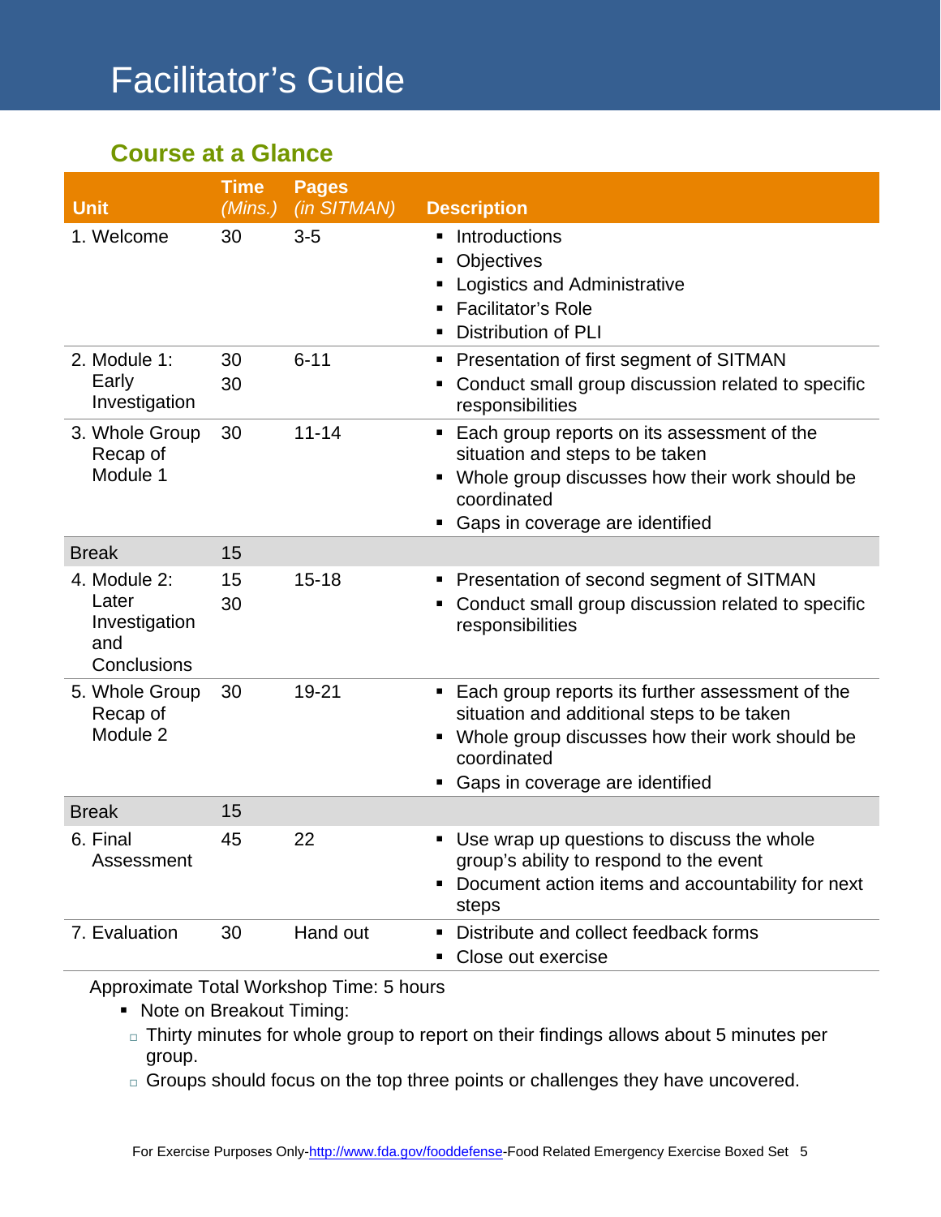# Facilitator's Guide

## Course at a Glance

| Unit | Time *(Mins.)* | Pages *(in SITMAN)* | Description |
|---|---|---|---|
| 1. Welcome | 30 | 3-5 | ▪ Introductions<br>▪ Objectives<br>▪ Logistics and Administrative<br>▪ Facilitator's Role<br>▪ Distribution of PLI |
| 2. Module 1: Early Investigation | 30<br>30 | 6-11 | ▪ Presentation of first segment of SITMAN<br>▪ Conduct small group discussion related to specific responsibilities |
| 3. Whole Group Recap of Module 1 | 30 | 11-14 | ▪ Each group reports on its assessment of the situation and steps to be taken<br>▪ Whole group discusses how their work should be coordinated<br>▪ Gaps in coverage are identified |
| Break | 15 | | |
| 4. Module 2: Later Investigation and Conclusions | 15<br>30 | 15-18 | ▪ Presentation of second segment of SITMAN<br>▪ Conduct small group discussion related to specific responsibilities |
| 5. Whole Group Recap of Module 2 | 30 | 19-21 | ▪ Each group reports its further assessment of the situation and additional steps to be taken<br>▪ Whole group discusses how their work should be coordinated<br>▪ Gaps in coverage are identified |
| Break | 15 | | |
| 6. Final Assessment | 45 | 22 | ▪ Use wrap up questions to discuss the whole group's ability to respond to the event<br>▪ Document action items and accountability for next steps |
| 7. Evaluation | 30 | Hand out | ▪ Distribute and collect feedback forms<br>▪ Close out exercise |

Approximate Total Workshop Time: 5 hours

- Note on Breakout Timing:
  - Thirty minutes for whole group to report on their findings allows about 5 minutes per group.
  - Groups should focus on the top three points or challenges they have uncovered.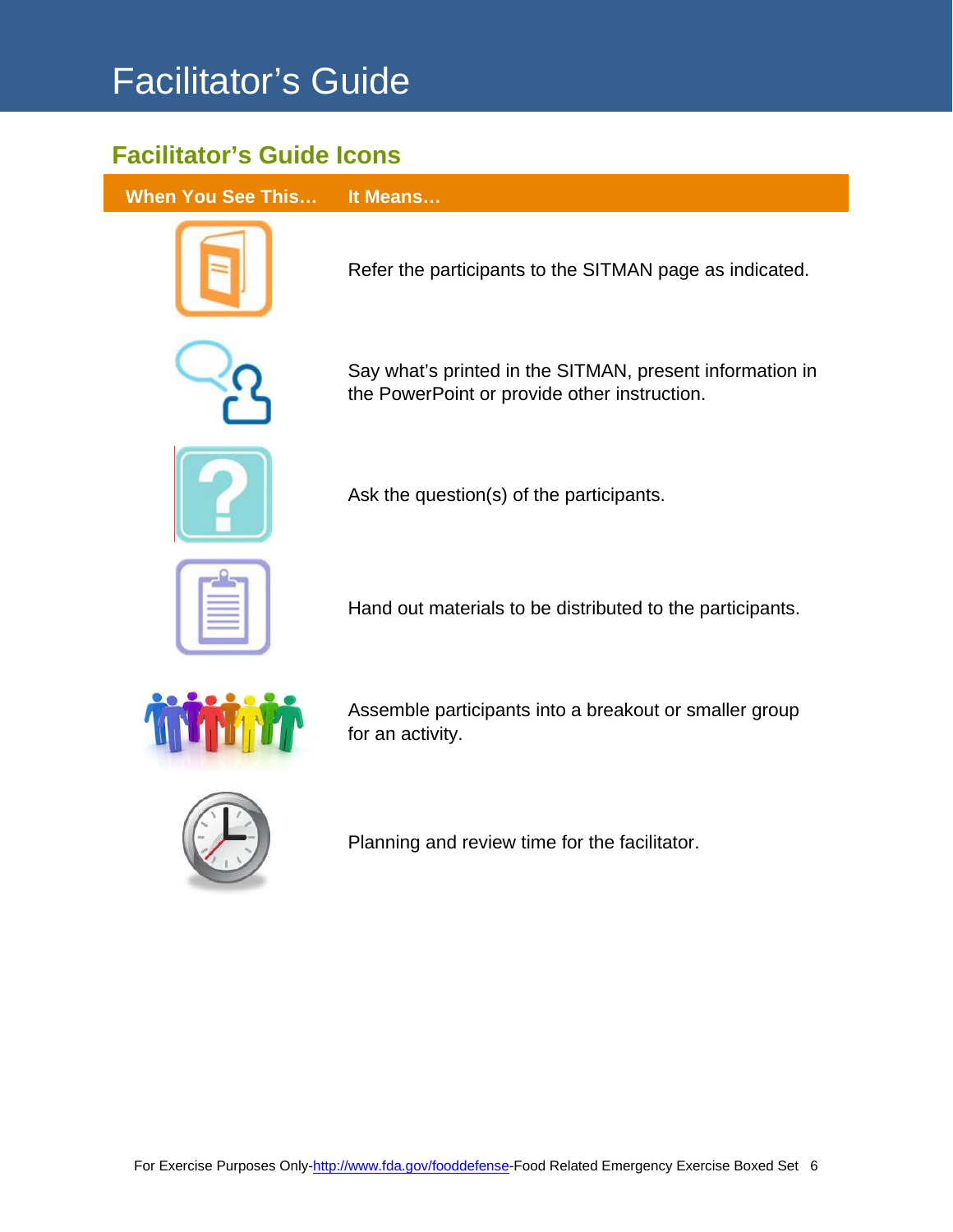# Facilitator's Guide

## Facilitator's Guide Icons

| When You See This… | It Means… |
|---|---|
| | Refer the participants to the SITMAN page as indicated. |
| | Say what's printed in the SITMAN, present information in the PowerPoint or provide other instruction. |
| | Ask the question(s) of the participants. |
| | Hand out materials to be distributed to the participants. |
| | Assemble participants into a breakout or smaller group for an activity. |
| | Planning and review time for the facilitator. |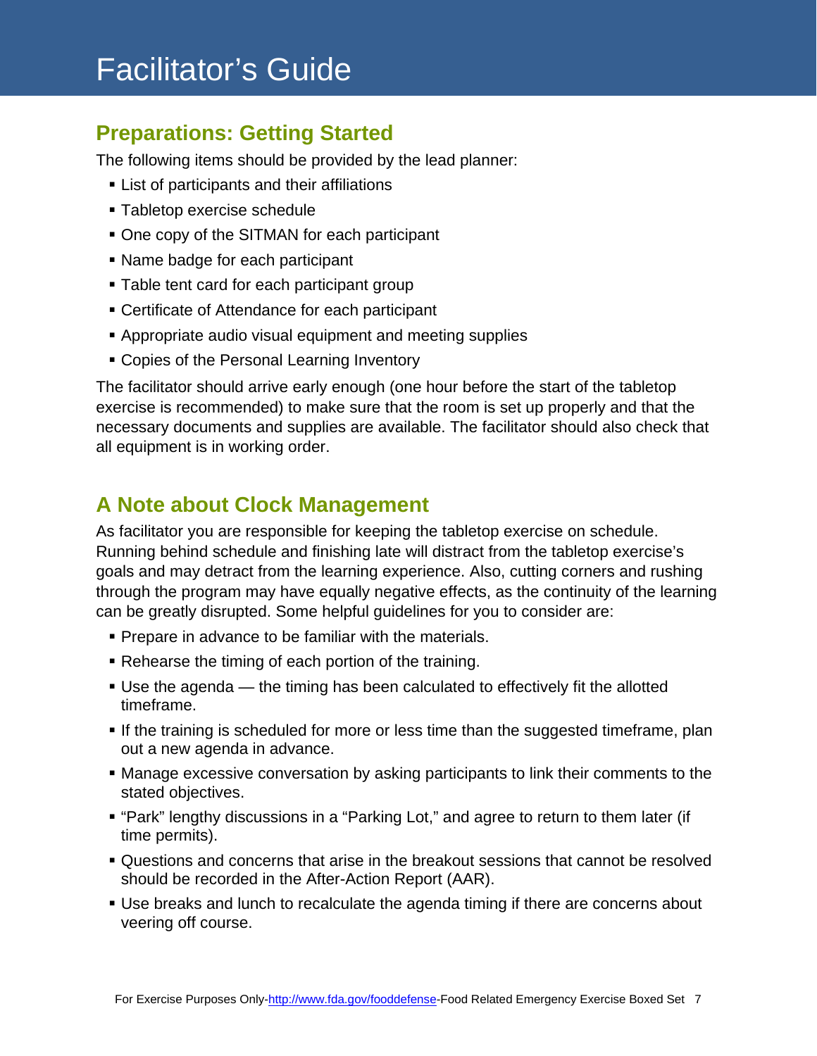# Facilitator's Guide

## Preparations: Getting Started

The following items should be provided by the lead planner:

- List of participants and their affiliations
- Tabletop exercise schedule
- One copy of the SITMAN for each participant
- Name badge for each participant
- Table tent card for each participant group
- Certificate of Attendance for each participant
- Appropriate audio visual equipment and meeting supplies
- Copies of the Personal Learning Inventory

The facilitator should arrive early enough (one hour before the start of the tabletop exercise is recommended) to make sure that the room is set up properly and that the necessary documents and supplies are available. The facilitator should also check that all equipment is in working order.

## A Note about Clock Management

As facilitator you are responsible for keeping the tabletop exercise on schedule. Running behind schedule and finishing late will distract from the tabletop exercise's goals and may detract from the learning experience. Also, cutting corners and rushing through the program may have equally negative effects, as the continuity of the learning can be greatly disrupted. Some helpful guidelines for you to consider are:

- Prepare in advance to be familiar with the materials.
- Rehearse the timing of each portion of the training.
- Use the agenda — the timing has been calculated to effectively fit the allotted timeframe.
- If the training is scheduled for more or less time than the suggested timeframe, plan out a new agenda in advance.
- Manage excessive conversation by asking participants to link their comments to the stated objectives.
- "Park" lengthy discussions in a "Parking Lot," and agree to return to them later (if time permits).
- Questions and concerns that arise in the breakout sessions that cannot be resolved should be recorded in the After-Action Report (AAR).
- Use breaks and lunch to recalculate the agenda timing if there are concerns about veering off course.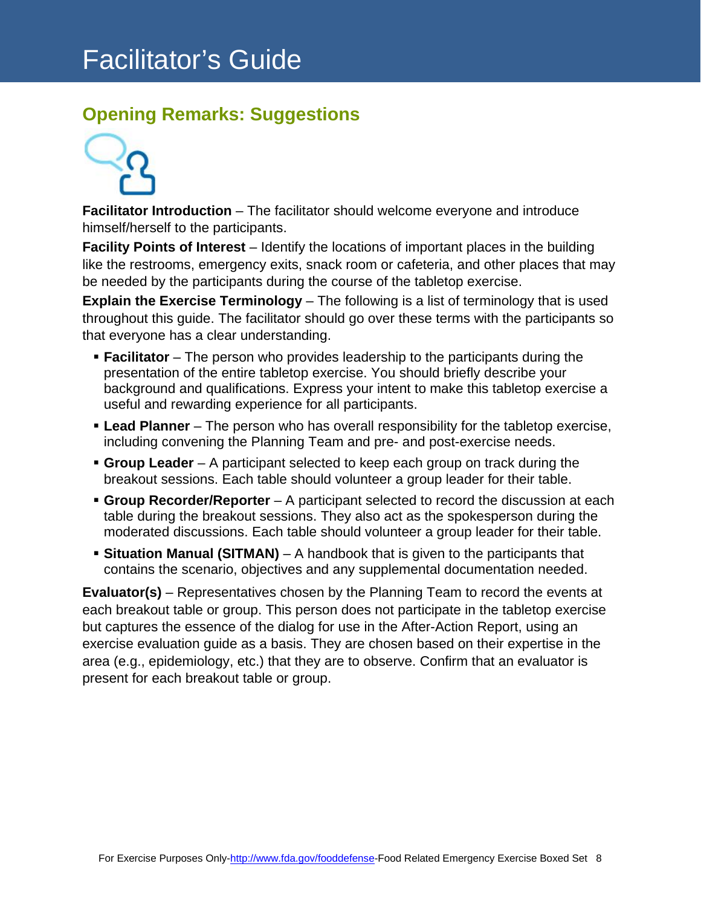# Facilitator's Guide

## Opening Remarks: Suggestions

**Facilitator Introduction** – The facilitator should welcome everyone and introduce himself/herself to the participants.

**Facility Points of Interest** – Identify the locations of important places in the building like the restrooms, emergency exits, snack room or cafeteria, and other places that may be needed by the participants during the course of the tabletop exercise.

**Explain the Exercise Terminology** – The following is a list of terminology that is used throughout this guide. The facilitator should go over these terms with the participants so that everyone has a clear understanding.

- **Facilitator** – The person who provides leadership to the participants during the presentation of the entire tabletop exercise. You should briefly describe your background and qualifications. Express your intent to make this tabletop exercise a useful and rewarding experience for all participants.
- **Lead Planner** – The person who has overall responsibility for the tabletop exercise, including convening the Planning Team and pre- and post-exercise needs.
- **Group Leader** – A participant selected to keep each group on track during the breakout sessions. Each table should volunteer a group leader for their table.
- **Group Recorder/Reporter** – A participant selected to record the discussion at each table during the breakout sessions. They also act as the spokesperson during the moderated discussions. Each table should volunteer a group leader for their table.
- **Situation Manual (SITMAN)** – A handbook that is given to the participants that contains the scenario, objectives and any supplemental documentation needed.

**Evaluator(s)** – Representatives chosen by the Planning Team to record the events at each breakout table or group. This person does not participate in the tabletop exercise but captures the essence of the dialog for use in the After-Action Report, using an exercise evaluation guide as a basis. They are chosen based on their expertise in the area (e.g., epidemiology, etc.) that they are to observe. Confirm that an evaluator is present for each breakout table or group.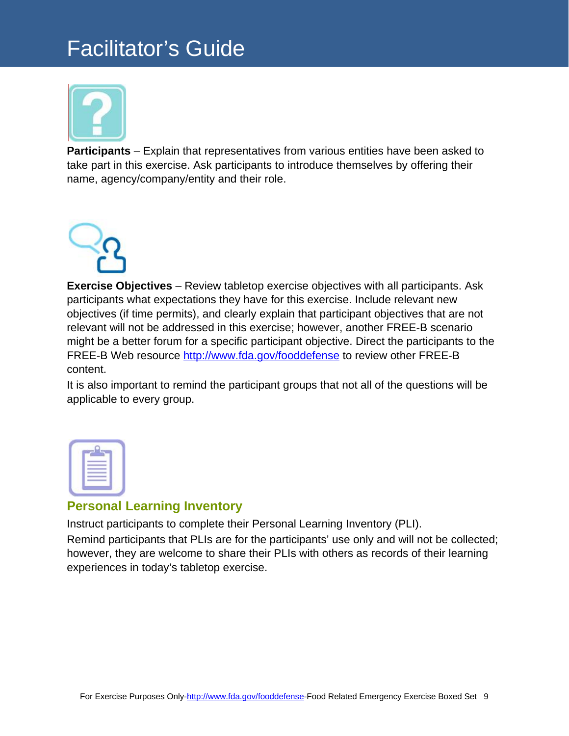# Facilitator's Guide

**Participants** – Explain that representatives from various entities have been asked to take part in this exercise. Ask participants to introduce themselves by offering their name, agency/company/entity and their role.

**Exercise Objectives** – Review tabletop exercise objectives with all participants. Ask participants what expectations they have for this exercise. Include relevant new objectives (if time permits), and clearly explain that participant objectives that are not relevant will not be addressed in this exercise; however, another FREE-B scenario might be a better forum for a specific participant objective. Direct the participants to the FREE-B Web resource http://www.fda.gov/fooddefense to review other FREE-B content.

It is also important to remind the participant groups that not all of the questions will be applicable to every group.

## Personal Learning Inventory

Instruct participants to complete their Personal Learning Inventory (PLI).

Remind participants that PLIs are for the participants' use only and will not be collected; however, they are welcome to share their PLIs with others as records of their learning experiences in today's tabletop exercise.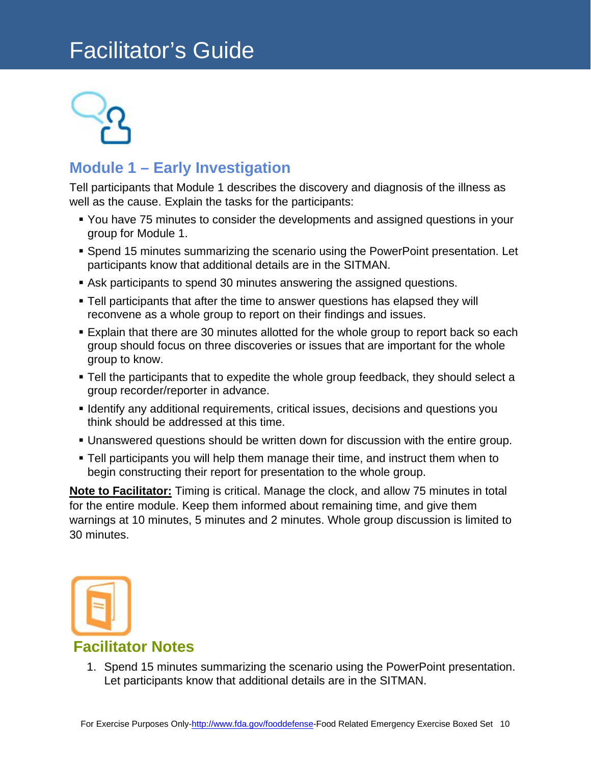# Facilitator's Guide

## Module 1 – Early Investigation

Tell participants that Module 1 describes the discovery and diagnosis of the illness as well as the cause. Explain the tasks for the participants:

- You have 75 minutes to consider the developments and assigned questions in your group for Module 1.
- Spend 15 minutes summarizing the scenario using the PowerPoint presentation. Let participants know that additional details are in the SITMAN.
- Ask participants to spend 30 minutes answering the assigned questions.
- Tell participants that after the time to answer questions has elapsed they will reconvene as a whole group to report on their findings and issues.
- Explain that there are 30 minutes allotted for the whole group to report back so each group should focus on three discoveries or issues that are important for the whole group to know.
- Tell the participants that to expedite the whole group feedback, they should select a group recorder/reporter in advance.
- Identify any additional requirements, critical issues, decisions and questions you think should be addressed at this time.
- Unanswered questions should be written down for discussion with the entire group.
- Tell participants you will help them manage their time, and instruct them when to begin constructing their report for presentation to the whole group.

**Note to Facilitator:** Timing is critical. Manage the clock, and allow 75 minutes in total for the entire module. Keep them informed about remaining time, and give them warnings at 10 minutes, 5 minutes and 2 minutes. Whole group discussion is limited to 30 minutes.

## Facilitator Notes

1. Spend 15 minutes summarizing the scenario using the PowerPoint presentation. Let participants know that additional details are in the SITMAN.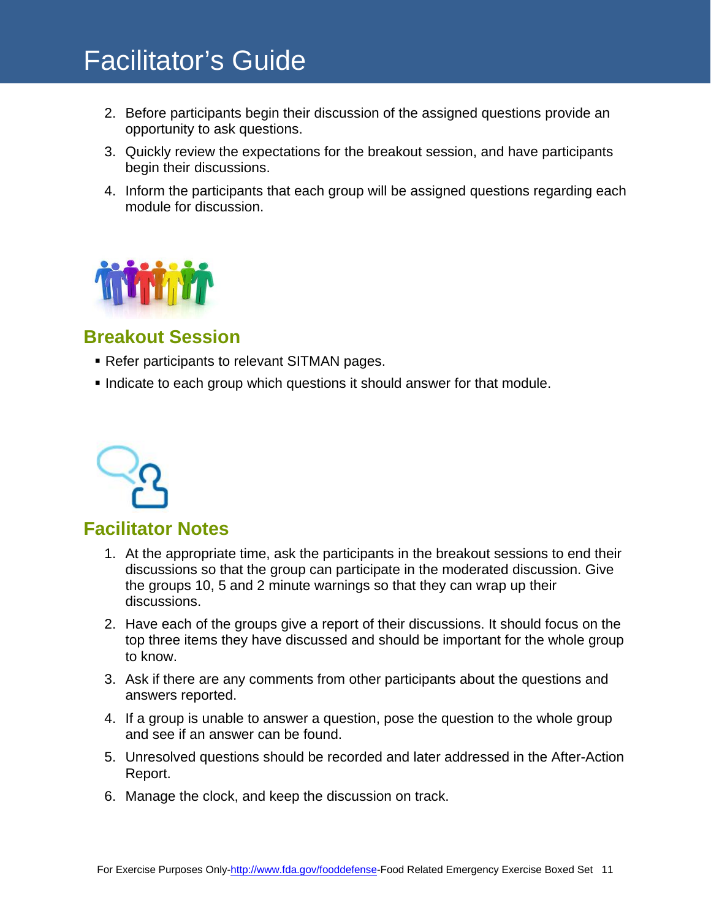# Facilitator's Guide

2. Before participants begin their discussion of the assigned questions provide an opportunity to ask questions.
3. Quickly review the expectations for the breakout session, and have participants begin their discussions.
4. Inform the participants that each group will be assigned questions regarding each module for discussion.

## Breakout Session

- Refer participants to relevant SITMAN pages.
- Indicate to each group which questions it should answer for that module.

## Facilitator Notes

1. At the appropriate time, ask the participants in the breakout sessions to end their discussions so that the group can participate in the moderated discussion. Give the groups 10, 5 and 2 minute warnings so that they can wrap up their discussions.
2. Have each of the groups give a report of their discussions. It should focus on the top three items they have discussed and should be important for the whole group to know.
3. Ask if there are any comments from other participants about the questions and answers reported.
4. If a group is unable to answer a question, pose the question to the whole group and see if an answer can be found.
5. Unresolved questions should be recorded and later addressed in the After-Action Report.
6. Manage the clock, and keep the discussion on track.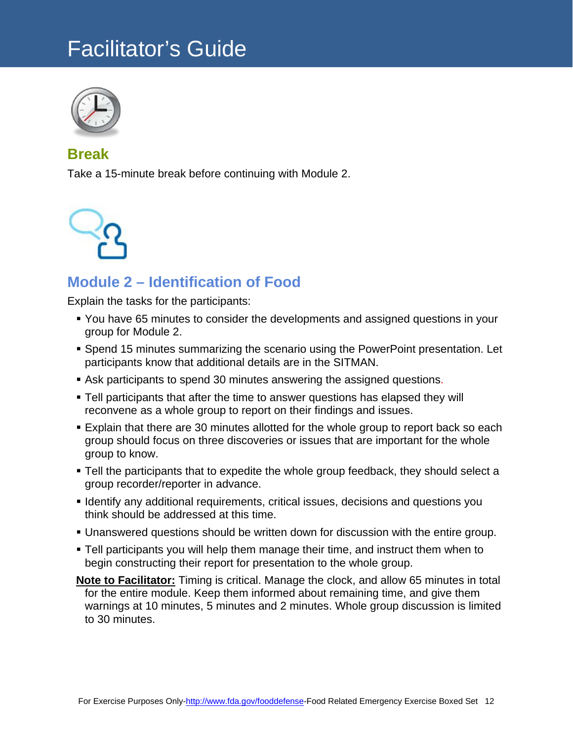# Facilitator's Guide

## Break

Take a 15-minute break before continuing with Module 2.

## Module 2 – Identification of Food

Explain the tasks for the participants:

- You have 65 minutes to consider the developments and assigned questions in your group for Module 2.
- Spend 15 minutes summarizing the scenario using the PowerPoint presentation. Let participants know that additional details are in the SITMAN.
- Ask participants to spend 30 minutes answering the assigned questions.
- Tell participants that after the time to answer questions has elapsed they will reconvene as a whole group to report on their findings and issues.
- Explain that there are 30 minutes allotted for the whole group to report back so each group should focus on three discoveries or issues that are important for the whole group to know.
- Tell the participants that to expedite the whole group feedback, they should select a group recorder/reporter in advance.
- Identify any additional requirements, critical issues, decisions and questions you think should be addressed at this time.
- Unanswered questions should be written down for discussion with the entire group.
- Tell participants you will help them manage their time, and instruct them when to begin constructing their report for presentation to the whole group.

**Note to Facilitator:** Timing is critical. Manage the clock, and allow 65 minutes in total for the entire module. Keep them informed about remaining time, and give them warnings at 10 minutes, 5 minutes and 2 minutes. Whole group discussion is limited to 30 minutes.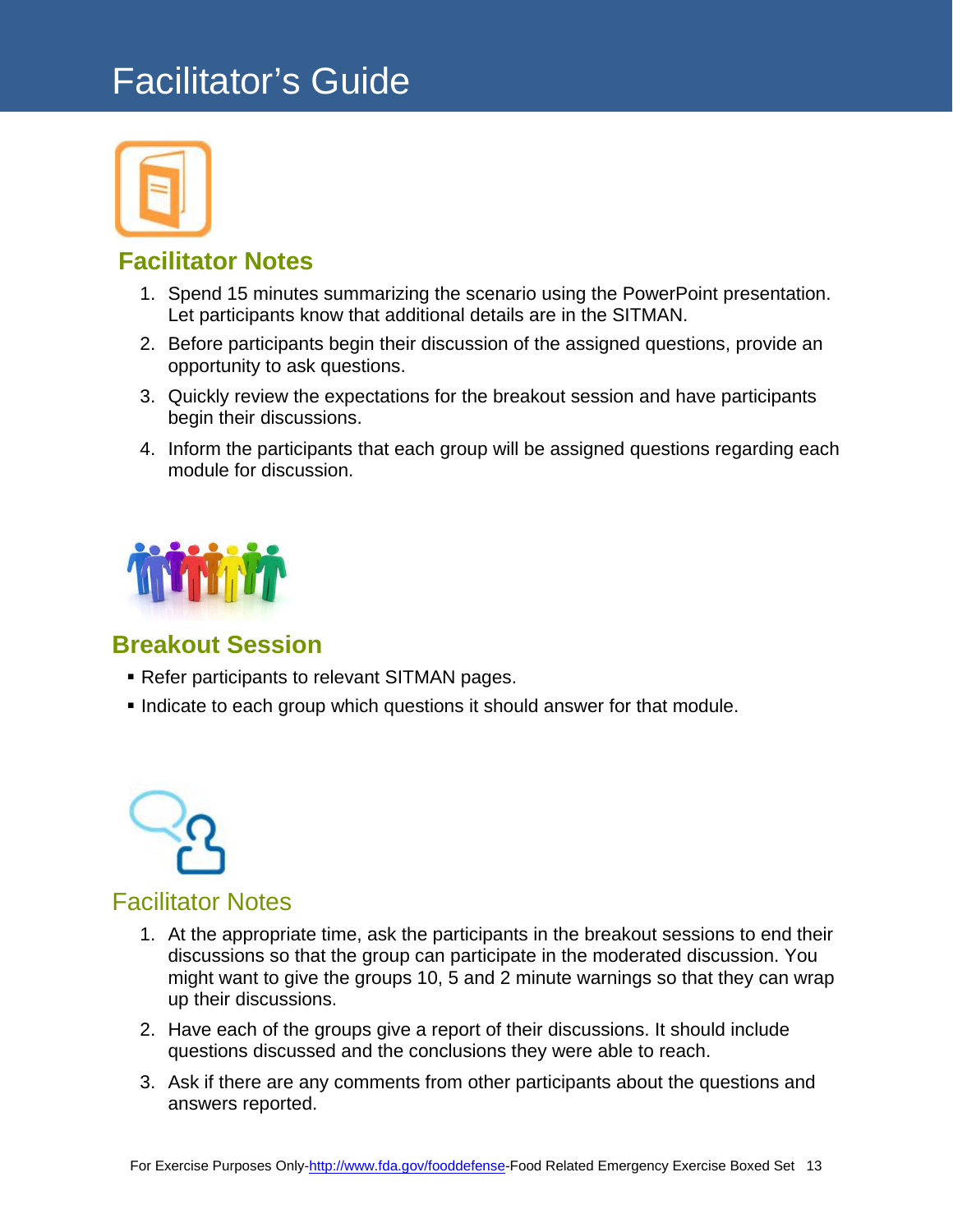# Facilitator's Guide

## Facilitator Notes

1. Spend 15 minutes summarizing the scenario using the PowerPoint presentation. Let participants know that additional details are in the SITMAN.
2. Before participants begin their discussion of the assigned questions, provide an opportunity to ask questions.
3. Quickly review the expectations for the breakout session and have participants begin their discussions.
4. Inform the participants that each group will be assigned questions regarding each module for discussion.

## Breakout Session

- Refer participants to relevant SITMAN pages.
- Indicate to each group which questions it should answer for that module.

## Facilitator Notes

1. At the appropriate time, ask the participants in the breakout sessions to end their discussions so that the group can participate in the moderated discussion. You might want to give the groups 10, 5 and 2 minute warnings so that they can wrap up their discussions.
2. Have each of the groups give a report of their discussions. It should include questions discussed and the conclusions they were able to reach.
3. Ask if there are any comments from other participants about the questions and answers reported.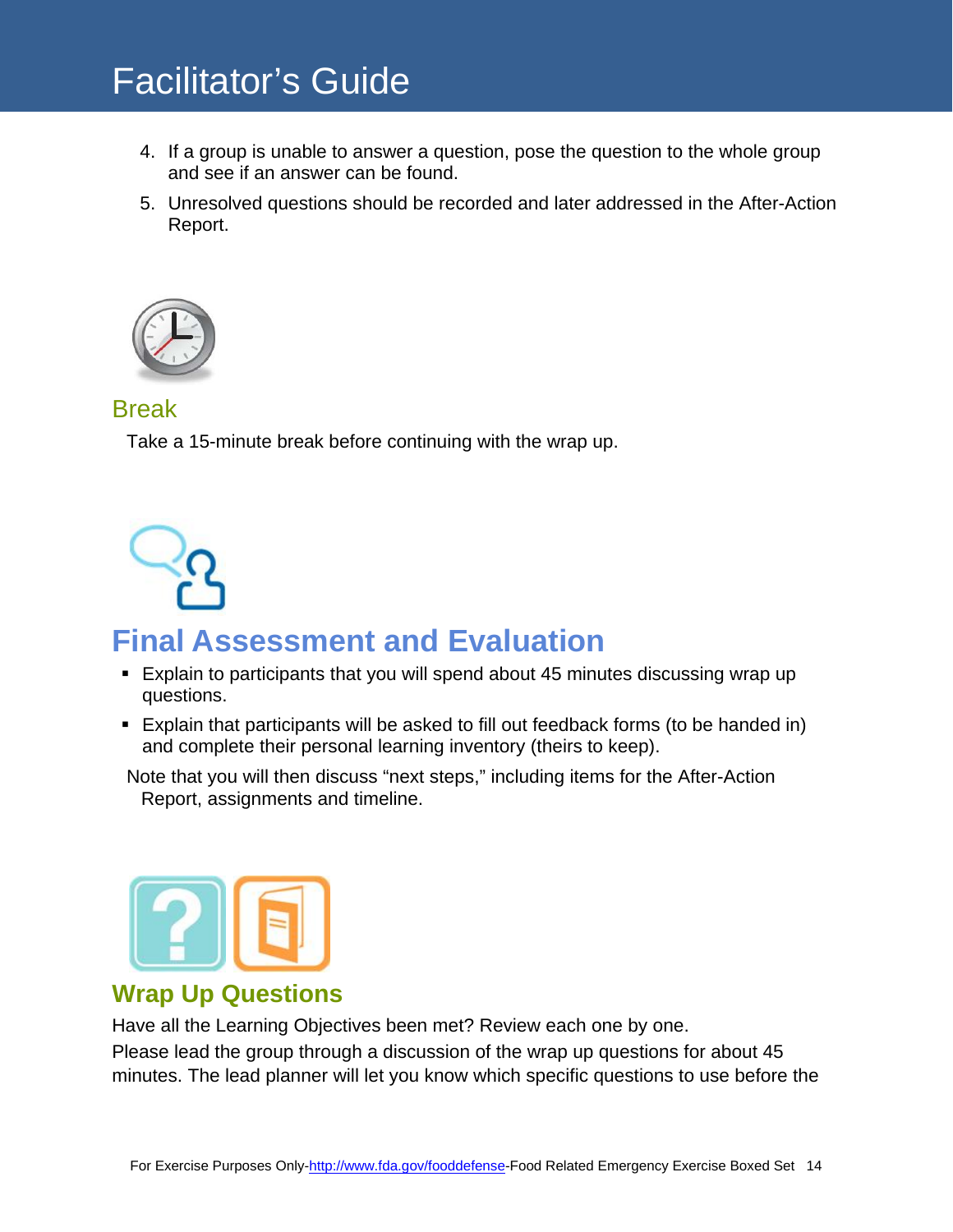4. If a group is unable to answer a question, pose the question to the whole group and see if an answer can be found.
5. Unresolved questions should be recorded and later addressed in the After-Action Report.

## Break

Take a 15-minute break before continuing with the wrap up.

# Final Assessment and Evaluation

- Explain to participants that you will spend about 45 minutes discussing wrap up questions.
- Explain that participants will be asked to fill out feedback forms (to be handed in) and complete their personal learning inventory (theirs to keep).

Note that you will then discuss "next steps," including items for the After-Action Report, assignments and timeline.

## Wrap Up Questions

Have all the Learning Objectives been met? Review each one by one.

Please lead the group through a discussion of the wrap up questions for about 45 minutes. The lead planner will let you know which specific questions to use before the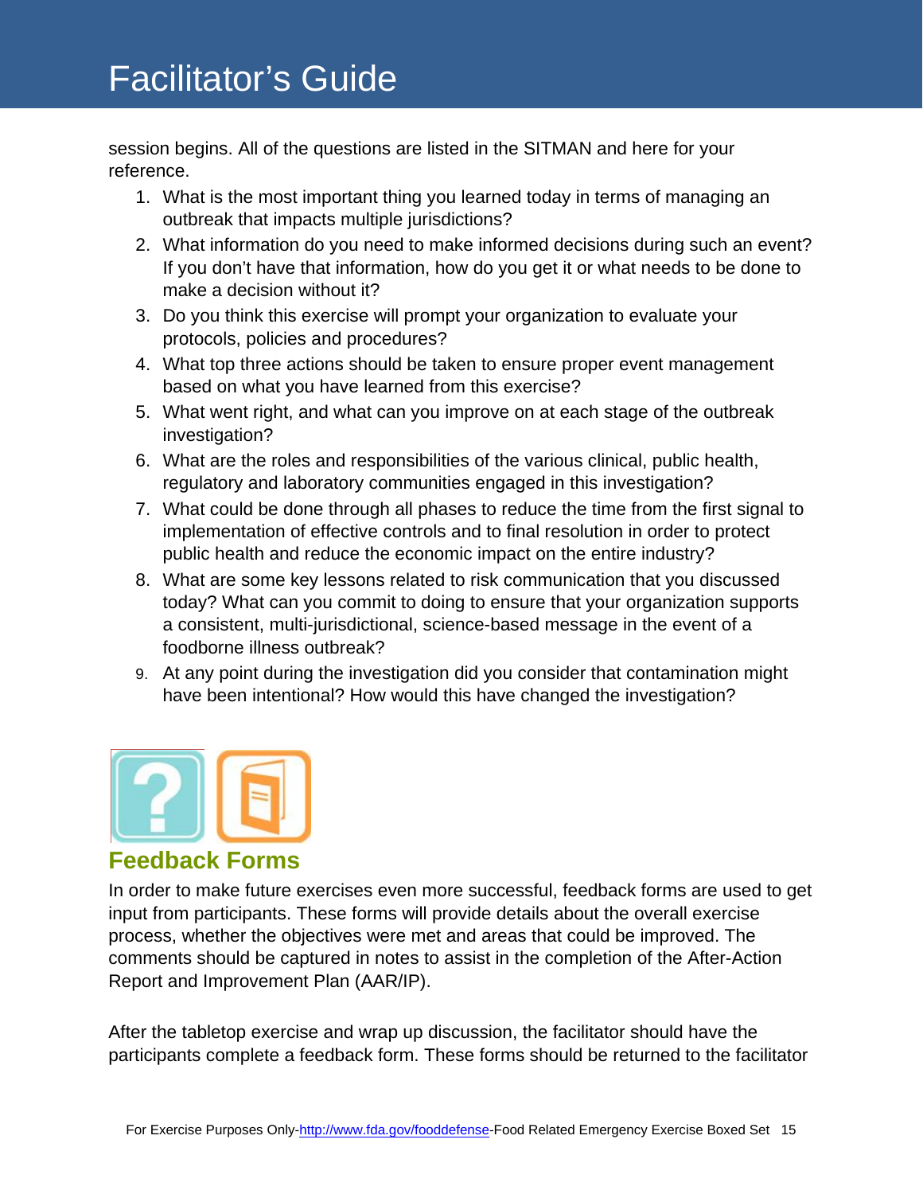session begins. All of the questions are listed in the SITMAN and here for your reference.

1. What is the most important thing you learned today in terms of managing an outbreak that impacts multiple jurisdictions?
2. What information do you need to make informed decisions during such an event? If you don't have that information, how do you get it or what needs to be done to make a decision without it?
3. Do you think this exercise will prompt your organization to evaluate your protocols, policies and procedures?
4. What top three actions should be taken to ensure proper event management based on what you have learned from this exercise?
5. What went right, and what can you improve on at each stage of the outbreak investigation?
6. What are the roles and responsibilities of the various clinical, public health, regulatory and laboratory communities engaged in this investigation?
7. What could be done through all phases to reduce the time from the first signal to implementation of effective controls and to final resolution in order to protect public health and reduce the economic impact on the entire industry?
8. What are some key lessons related to risk communication that you discussed today? What can you commit to doing to ensure that your organization supports a consistent, multi-jurisdictional, science-based message in the event of a foodborne illness outbreak?
9. At any point during the investigation did you consider that contamination might have been intentional? How would this have changed the investigation?

## Feedback Forms

In order to make future exercises even more successful, feedback forms are used to get input from participants. These forms will provide details about the overall exercise process, whether the objectives were met and areas that could be improved. The comments should be captured in notes to assist in the completion of the After-Action Report and Improvement Plan (AAR/IP).

After the tabletop exercise and wrap up discussion, the facilitator should have the participants complete a feedback form. These forms should be returned to the facilitator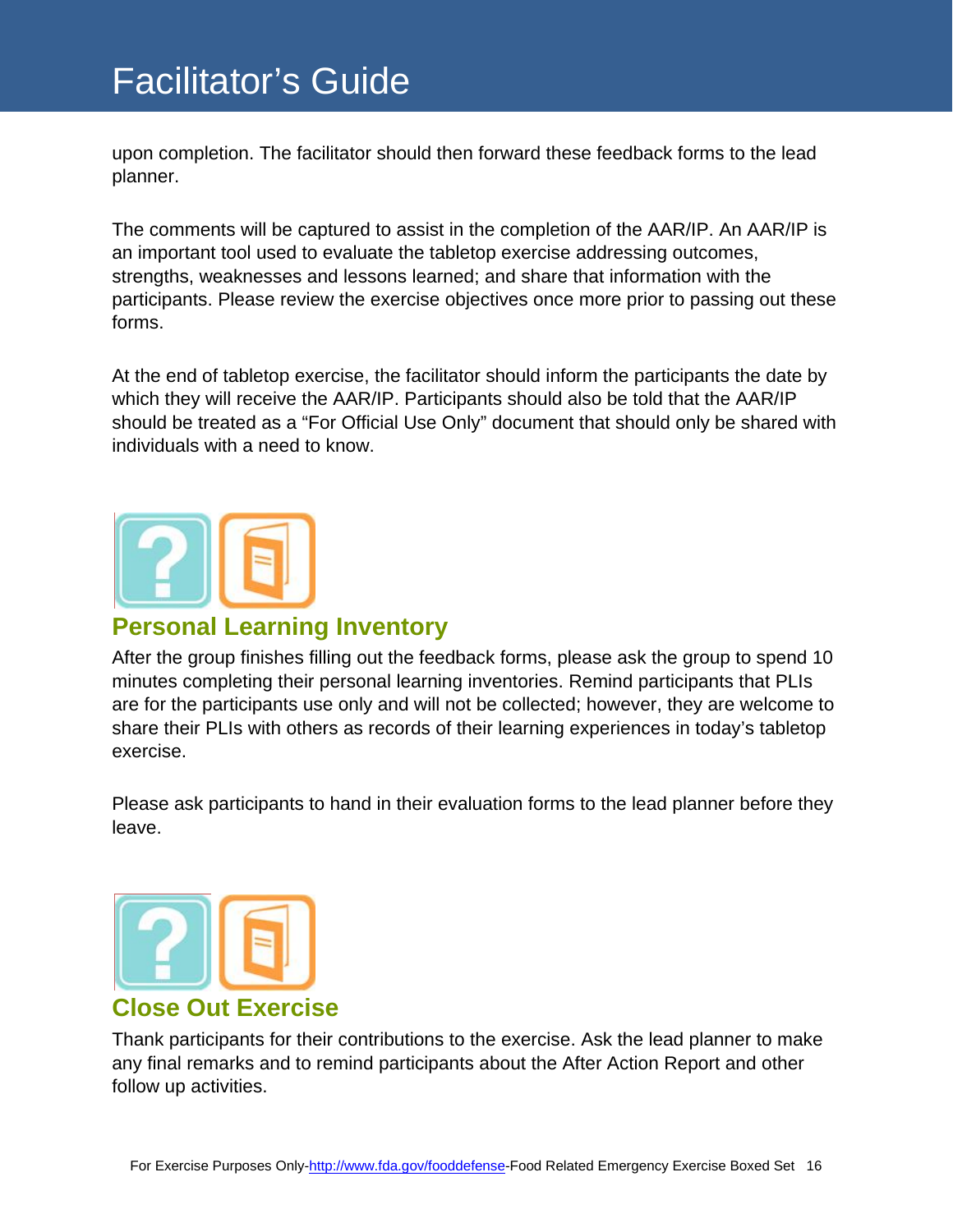upon completion. The facilitator should then forward these feedback forms to the lead planner.

The comments will be captured to assist in the completion of the AAR/IP. An AAR/IP is an important tool used to evaluate the tabletop exercise addressing outcomes, strengths, weaknesses and lessons learned; and share that information with the participants. Please review the exercise objectives once more prior to passing out these forms.

At the end of tabletop exercise, the facilitator should inform the participants the date by which they will receive the AAR/IP. Participants should also be told that the AAR/IP should be treated as a "For Official Use Only" document that should only be shared with individuals with a need to know.

## Personal Learning Inventory

After the group finishes filling out the feedback forms, please ask the group to spend 10 minutes completing their personal learning inventories. Remind participants that PLIs are for the participants use only and will not be collected; however, they are welcome to share their PLIs with others as records of their learning experiences in today's tabletop exercise.

Please ask participants to hand in their evaluation forms to the lead planner before they leave.

## Close Out Exercise

Thank participants for their contributions to the exercise. Ask the lead planner to make any final remarks and to remind participants about the After Action Report and other follow up activities.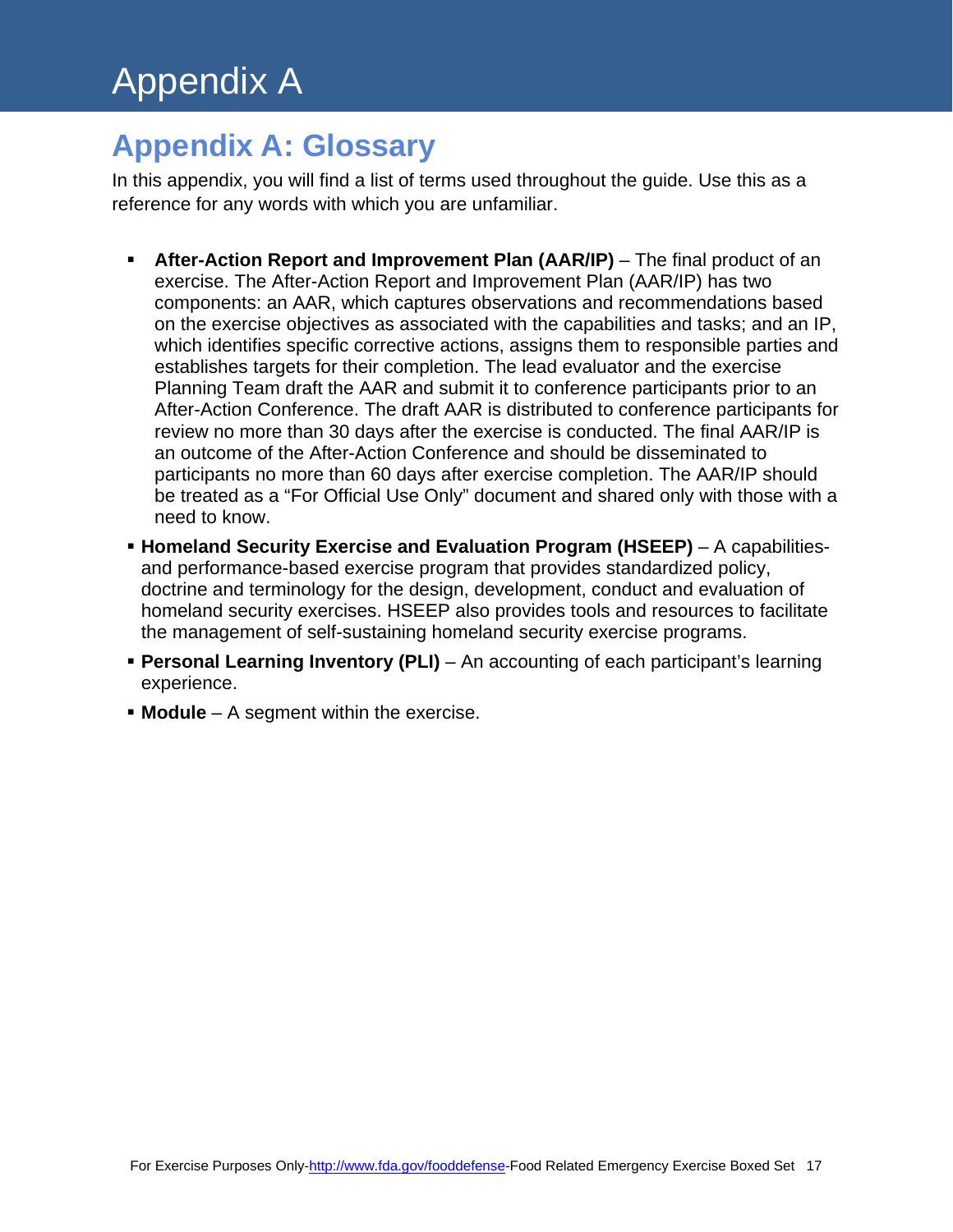# Appendix A

## Appendix A: Glossary

In this appendix, you will find a list of terms used throughout the guide. Use this as a reference for any words with which you are unfamiliar.

- **After-Action Report and Improvement Plan (AAR/IP)** – The final product of an exercise. The After-Action Report and Improvement Plan (AAR/IP) has two components: an AAR, which captures observations and recommendations based on the exercise objectives as associated with the capabilities and tasks; and an IP, which identifies specific corrective actions, assigns them to responsible parties and establishes targets for their completion. The lead evaluator and the exercise Planning Team draft the AAR and submit it to conference participants prior to an After-Action Conference. The draft AAR is distributed to conference participants for review no more than 30 days after the exercise is conducted. The final AAR/IP is an outcome of the After-Action Conference and should be disseminated to participants no more than 60 days after exercise completion. The AAR/IP should be treated as a "For Official Use Only" document and shared only with those with a need to know.
- **Homeland Security Exercise and Evaluation Program (HSEEP)** – A capabilities- and performance-based exercise program that provides standardized policy, doctrine and terminology for the design, development, conduct and evaluation of homeland security exercises. HSEEP also provides tools and resources to facilitate the management of self-sustaining homeland security exercise programs.
- **Personal Learning Inventory (PLI)** – An accounting of each participant's learning experience.
- **Module** – A segment within the exercise.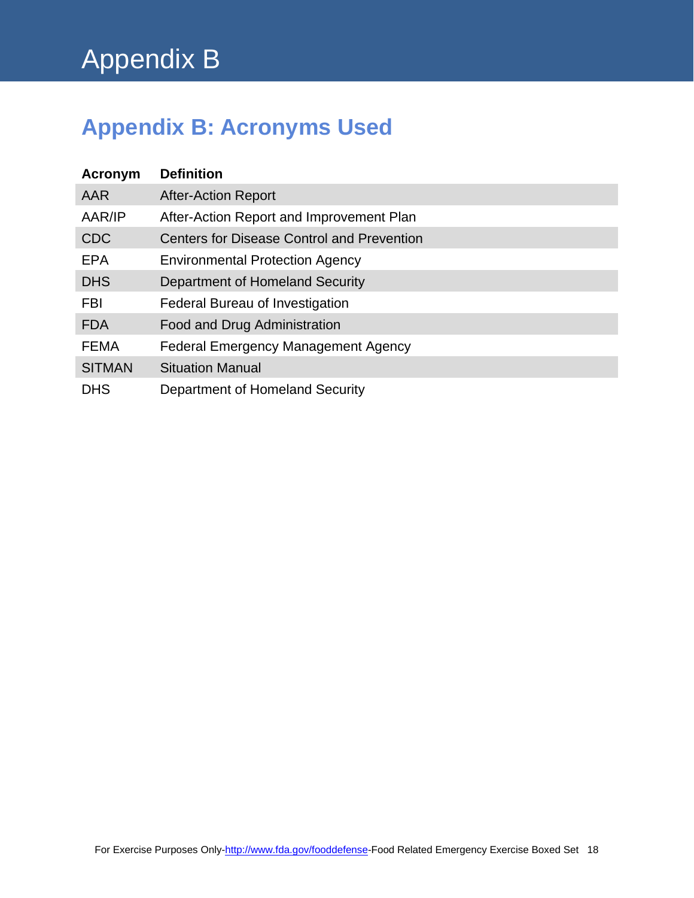# Appendix B

## Appendix B: Acronyms Used

| Acronym | Definition |
|---|---|
| AAR | After-Action Report |
| AAR/IP | After-Action Report and Improvement Plan |
| CDC | Centers for Disease Control and Prevention |
| EPA | Environmental Protection Agency |
| DHS | Department of Homeland Security |
| FBI | Federal Bureau of Investigation |
| FDA | Food and Drug Administration |
| FEMA | Federal Emergency Management Agency |
| SITMAN | Situation Manual |
| DHS | Department of Homeland Security |